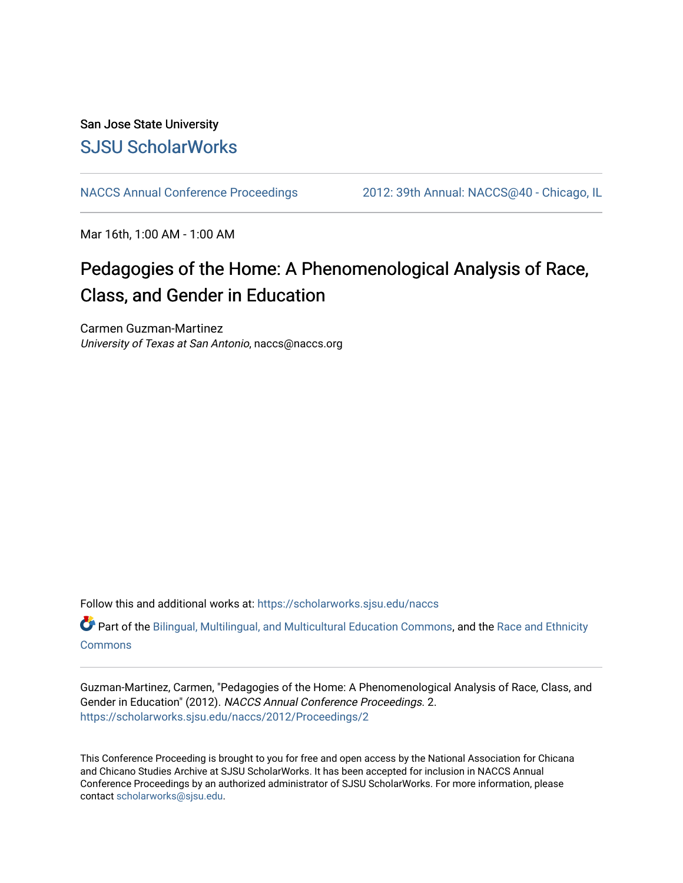San Jose State University

# SJSU ScholarWorks

NACCS Annual Conference Proceedings | 2012: 39th Annual: NACCS@40 - Chicago, IL

Mar 16th, 1:00 AM - 1:00 AM

# Pedagogies of the Home: A Phenomenological Analysis of Race, Class, and Gender in Education

Carmen Guzman-Martinez
*University of Texas at San Antonio*, naccs@naccs.org

Follow this and additional works at: https://scholarworks.sjsu.edu/naccs

Part of the Bilingual, Multilingual, and Multicultural Education Commons, and the Race and Ethnicity Commons

Guzman-Martinez, Carmen, "Pedagogies of the Home: A Phenomenological Analysis of Race, Class, and Gender in Education" (2012). *NACCS Annual Conference Proceedings*. 2.
https://scholarworks.sjsu.edu/naccs/2012/Proceedings/2

This Conference Proceeding is brought to you for free and open access by the National Association for Chicana and Chicano Studies Archive at SJSU ScholarWorks. It has been accepted for inclusion in NACCS Annual Conference Proceedings by an authorized administrator of SJSU ScholarWorks. For more information, please contact scholarworks@sjsu.edu.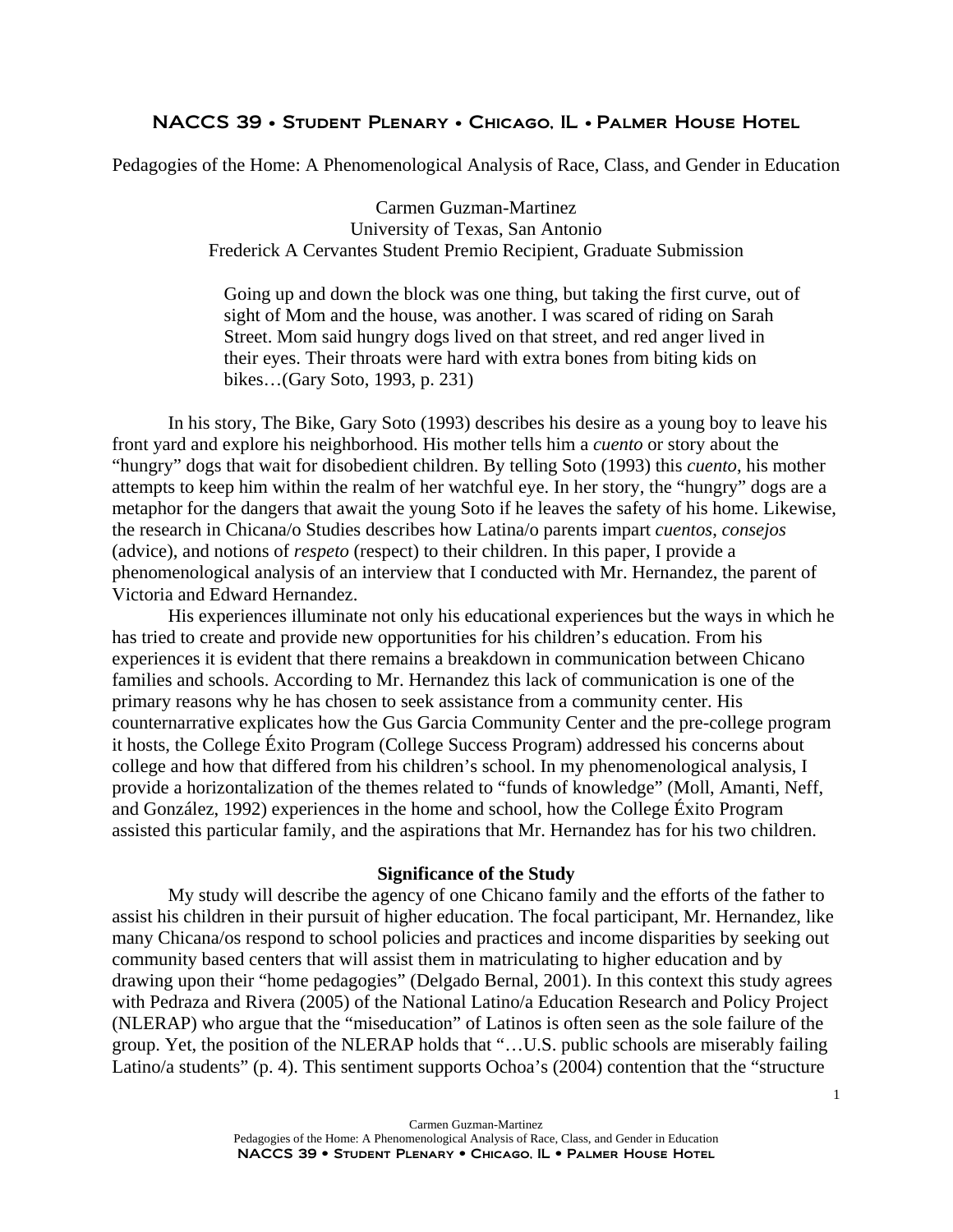Pedagogies of the Home: A Phenomenological Analysis of Race, Class, and Gender in Education

Carmen Guzman-Martinez
University of Texas, San Antonio
Frederick A Cervantes Student Premio Recipient, Graduate Submission

> Going up and down the block was one thing, but taking the first curve, out of sight of Mom and the house, was another. I was scared of riding on Sarah Street. Mom said hungry dogs lived on that street, and red anger lived in their eyes. Their throats were hard with extra bones from biting kids on bikes…(Gary Soto, 1993, p. 231)

In his story, The Bike, Gary Soto (1993) describes his desire as a young boy to leave his front yard and explore his neighborhood. His mother tells him a *cuento* or story about the "hungry" dogs that wait for disobedient children. By telling Soto (1993) this *cuento*, his mother attempts to keep him within the realm of her watchful eye. In her story, the "hungry" dogs are a metaphor for the dangers that await the young Soto if he leaves the safety of his home. Likewise, the research in Chicana/o Studies describes how Latina/o parents impart *cuentos*, *consejos* (advice), and notions of *respeto* (respect) to their children. In this paper, I provide a phenomenological analysis of an interview that I conducted with Mr. Hernandez, the parent of Victoria and Edward Hernandez.

His experiences illuminate not only his educational experiences but the ways in which he has tried to create and provide new opportunities for his children's education. From his experiences it is evident that there remains a breakdown in communication between Chicano families and schools. According to Mr. Hernandez this lack of communication is one of the primary reasons why he has chosen to seek assistance from a community center. His counternarrative explicates how the Gus Garcia Community Center and the pre-college program it hosts, the College Éxito Program (College Success Program) addressed his concerns about college and how that differed from his children's school. In my phenomenological analysis, I provide a horizontalization of the themes related to "funds of knowledge" (Moll, Amanti, Neff, and González, 1992) experiences in the home and school, how the College Éxito Program assisted this particular family, and the aspirations that Mr. Hernandez has for his two children.

## Significance of the Study

My study will describe the agency of one Chicano family and the efforts of the father to assist his children in their pursuit of higher education. The focal participant, Mr. Hernandez, like many Chicana/os respond to school policies and practices and income disparities by seeking out community based centers that will assist them in matriculating to higher education and by drawing upon their "home pedagogies" (Delgado Bernal, 2001). In this context this study agrees with Pedraza and Rivera (2005) of the National Latino/a Education Research and Policy Project (NLERAP) who argue that the "miseducation" of Latinos is often seen as the sole failure of the group. Yet, the position of the NLERAP holds that "…U.S. public schools are miserably failing Latino/a students" (p. 4). This sentiment supports Ochoa's (2004) contention that the "structure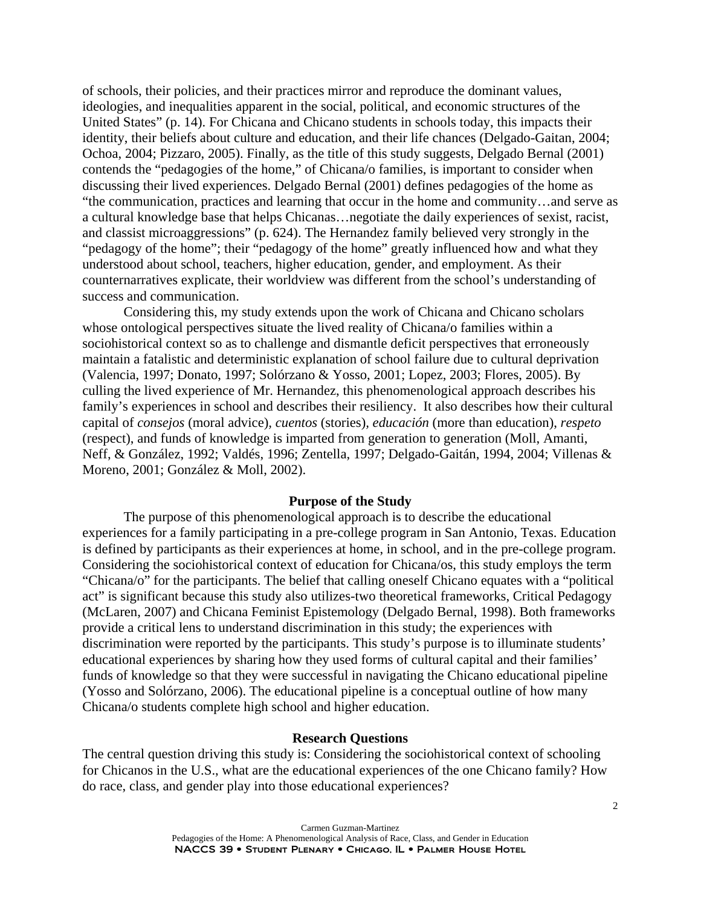of schools, their policies, and their practices mirror and reproduce the dominant values, ideologies, and inequalities apparent in the social, political, and economic structures of the United States" (p. 14). For Chicana and Chicano students in schools today, this impacts their identity, their beliefs about culture and education, and their life chances (Delgado-Gaitan, 2004; Ochoa, 2004; Pizzaro, 2005). Finally, as the title of this study suggests, Delgado Bernal (2001) contends the "pedagogies of the home," of Chicana/o families, is important to consider when discussing their lived experiences. Delgado Bernal (2001) defines pedagogies of the home as "the communication, practices and learning that occur in the home and community…and serve as a cultural knowledge base that helps Chicanas…negotiate the daily experiences of sexist, racist, and classist microaggressions" (p. 624). The Hernandez family believed very strongly in the "pedagogy of the home"; their "pedagogy of the home" greatly influenced how and what they understood about school, teachers, higher education, gender, and employment. As their counternarratives explicate, their worldview was different from the school's understanding of success and communication.

Considering this, my study extends upon the work of Chicana and Chicano scholars whose ontological perspectives situate the lived reality of Chicana/o families within a sociohistorical context so as to challenge and dismantle deficit perspectives that erroneously maintain a fatalistic and deterministic explanation of school failure due to cultural deprivation (Valencia, 1997; Donato, 1997; Solórzano & Yosso, 2001; Lopez, 2003; Flores, 2005). By culling the lived experience of Mr. Hernandez, this phenomenological approach describes his family's experiences in school and describes their resiliency. It also describes how their cultural capital of *consejos* (moral advice), *cuentos* (stories), *educación* (more than education), *respeto* (respect), and funds of knowledge is imparted from generation to generation (Moll, Amanti, Neff, & González, 1992; Valdés, 1996; Zentella, 1997; Delgado-Gaitán, 1994, 2004; Villenas & Moreno, 2001; González & Moll, 2002).

## Purpose of the Study

The purpose of this phenomenological approach is to describe the educational experiences for a family participating in a pre-college program in San Antonio, Texas. Education is defined by participants as their experiences at home, in school, and in the pre-college program. Considering the sociohistorical context of education for Chicana/os, this study employs the term "Chicana/o" for the participants. The belief that calling oneself Chicano equates with a "political act" is significant because this study also utilizes two theoretical frameworks, Critical Pedagogy (McLaren, 2007) and Chicana Feminist Epistemology (Delgado Bernal, 1998). Both frameworks provide a critical lens to understand discrimination in this study; the experiences with discrimination were reported by the participants. This study's purpose is to illuminate students' educational experiences by sharing how they used forms of cultural capital and their families' funds of knowledge so that they were successful in navigating the Chicano educational pipeline (Yosso and Solórzano, 2006). The educational pipeline is a conceptual outline of how many Chicana/o students complete high school and higher education.

## Research Questions

The central question driving this study is: Considering the sociohistorical context of schooling for Chicanos in the U.S., what are the educational experiences of the one Chicano family? How do race, class, and gender play into those educational experiences?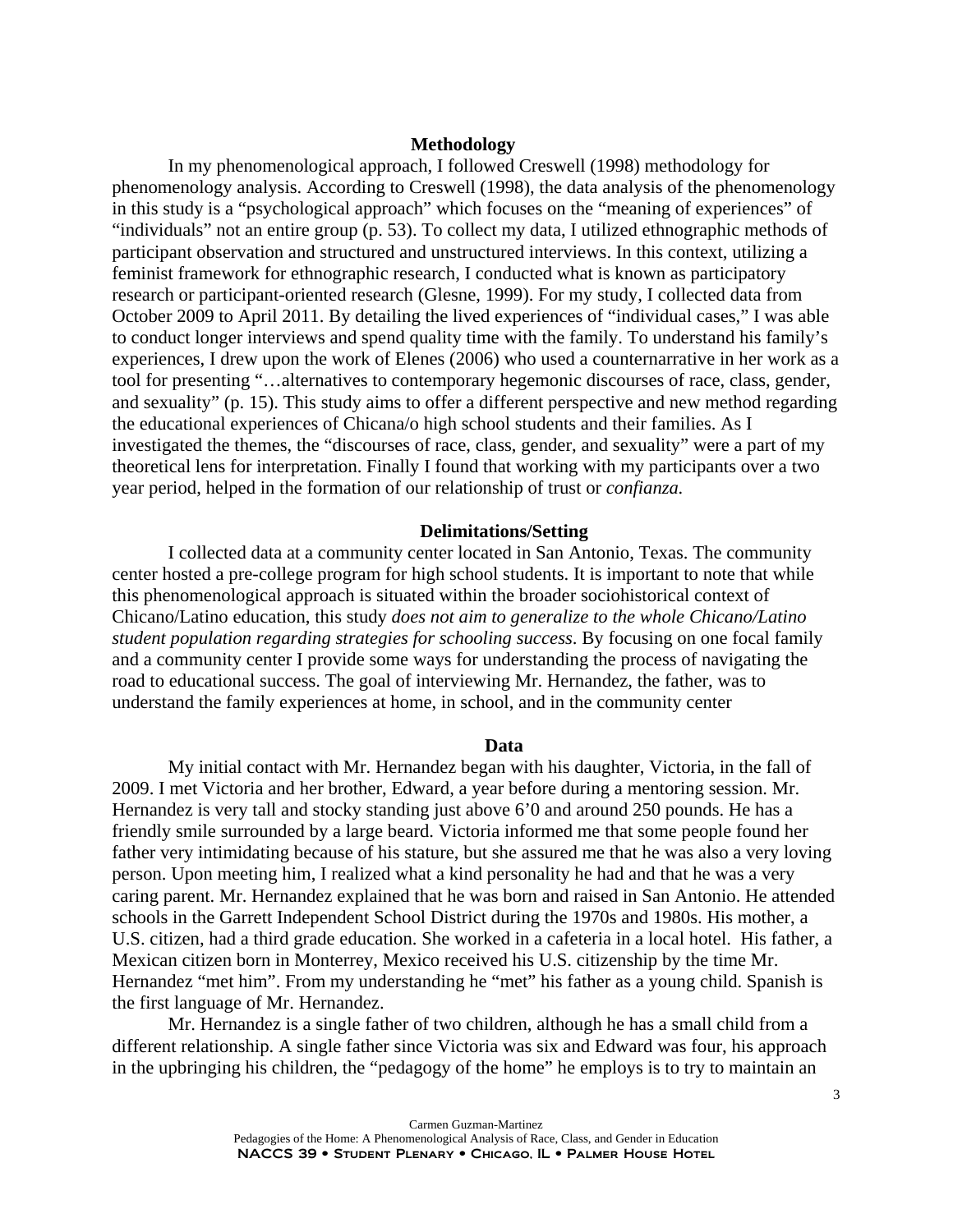## Methodology

In my phenomenological approach, I followed Creswell (1998) methodology for phenomenology analysis. According to Creswell (1998), the data analysis of the phenomenology in this study is a "psychological approach" which focuses on the "meaning of experiences" of "individuals" not an entire group (p. 53). To collect my data, I utilized ethnographic methods of participant observation and structured and unstructured interviews. In this context, utilizing a feminist framework for ethnographic research, I conducted what is known as participatory research or participant-oriented research (Glesne, 1999). For my study, I collected data from October 2009 to April 2011. By detailing the lived experiences of "individual cases," I was able to conduct longer interviews and spend quality time with the family. To understand his family's experiences, I drew upon the work of Elenes (2006) who used a counternarrative in her work as a tool for presenting "…alternatives to contemporary hegemonic discourses of race, class, gender, and sexuality" (p. 15). This study aims to offer a different perspective and new method regarding the educational experiences of Chicana/o high school students and their families. As I investigated the themes, the "discourses of race, class, gender, and sexuality" were a part of my theoretical lens for interpretation. Finally I found that working with my participants over a two year period, helped in the formation of our relationship of trust or *confianza.*

## Delimitations/Setting

I collected data at a community center located in San Antonio, Texas. The community center hosted a pre-college program for high school students. It is important to note that while this phenomenological approach is situated within the broader sociohistorical context of Chicano/Latino education, this study *does not aim to generalize to the whole Chicano/Latino student population regarding strategies for schooling success*. By focusing on one focal family and a community center I provide some ways for understanding the process of navigating the road to educational success. The goal of interviewing Mr. Hernandez, the father, was to understand the family experiences at home, in school, and in the community center

## Data

My initial contact with Mr. Hernandez began with his daughter, Victoria, in the fall of 2009. I met Victoria and her brother, Edward, a year before during a mentoring session. Mr. Hernandez is very tall and stocky standing just above 6'0 and around 250 pounds. He has a friendly smile surrounded by a large beard. Victoria informed me that some people found her father very intimidating because of his stature, but she assured me that he was also a very loving person. Upon meeting him, I realized what a kind personality he had and that he was a very caring parent. Mr. Hernandez explained that he was born and raised in San Antonio. He attended schools in the Garrett Independent School District during the 1970s and 1980s. His mother, a U.S. citizen, had a third grade education. She worked in a cafeteria in a local hotel. His father, a Mexican citizen born in Monterrey, Mexico received his U.S. citizenship by the time Mr. Hernandez "met him". From my understanding he "met" his father as a young child. Spanish is the first language of Mr. Hernandez.

Mr. Hernandez is a single father of two children, although he has a small child from a different relationship. A single father since Victoria was six and Edward was four, his approach in the upbringing his children, the "pedagogy of the home" he employs is to try to maintain an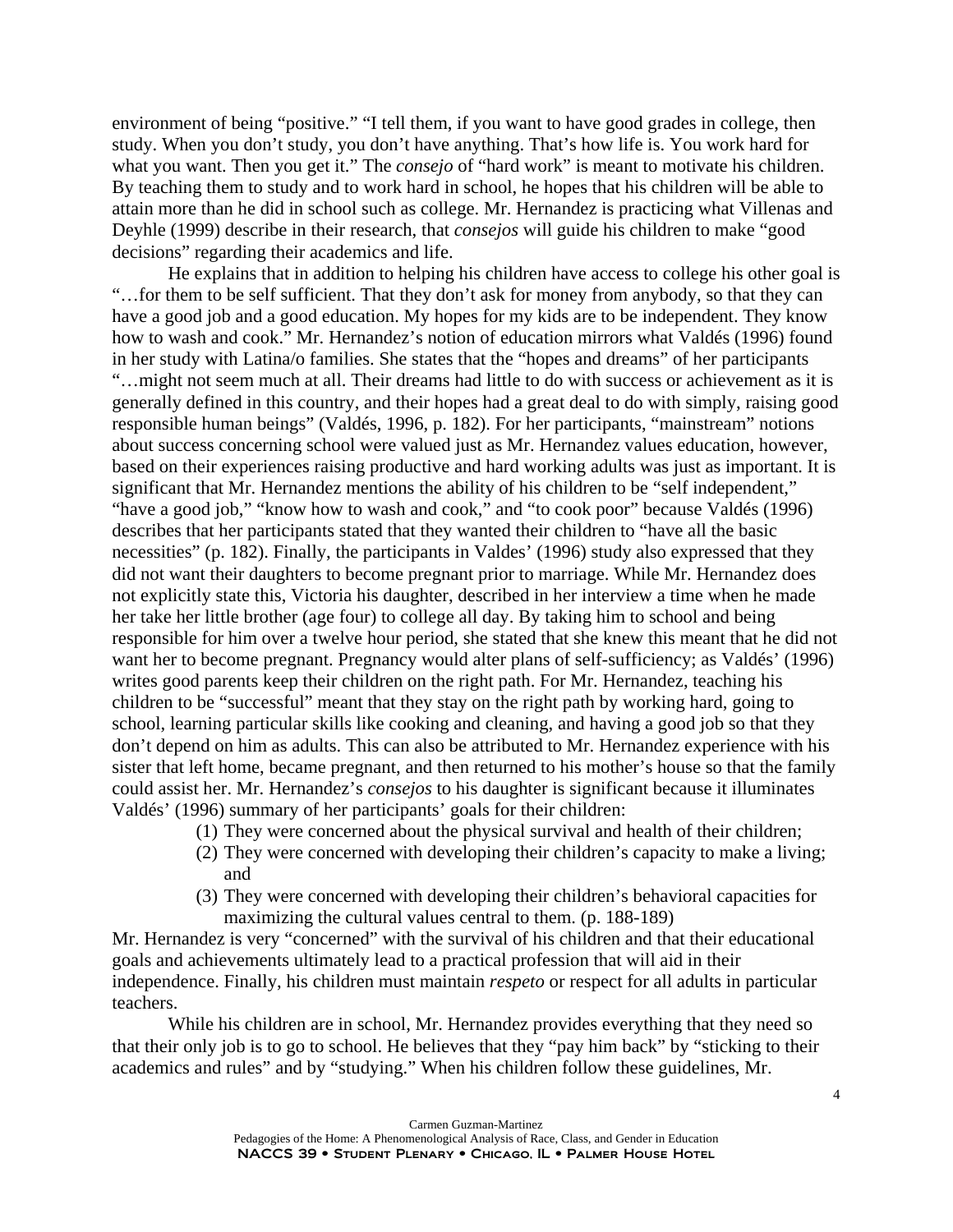environment of being "positive." "I tell them, if you want to have good grades in college, then study. When you don't study, you don't have anything. That's how life is. You work hard for what you want. Then you get it." The *consejo* of "hard work" is meant to motivate his children. By teaching them to study and to work hard in school, he hopes that his children will be able to attain more than he did in school such as college. Mr. Hernandez is practicing what Villenas and Deyhle (1999) describe in their research, that *consejos* will guide his children to make "good decisions" regarding their academics and life.

He explains that in addition to helping his children have access to college his other goal is "…for them to be self sufficient. That they don't ask for money from anybody, so that they can have a good job and a good education. My hopes for my kids are to be independent. They know how to wash and cook." Mr. Hernandez's notion of education mirrors what Valdés (1996) found in her study with Latina/o families. She states that the "hopes and dreams" of her participants "…might not seem much at all. Their dreams had little to do with success or achievement as it is generally defined in this country, and their hopes had a great deal to do with simply, raising good responsible human beings" (Valdés, 1996, p. 182). For her participants, "mainstream" notions about success concerning school were valued just as Mr. Hernandez values education, however, based on their experiences raising productive and hard working adults was just as important. It is significant that Mr. Hernandez mentions the ability of his children to be "self independent," "have a good job," "know how to wash and cook," and "to cook poor" because Valdés (1996) describes that her participants stated that they wanted their children to "have all the basic necessities" (p. 182). Finally, the participants in Valdes' (1996) study also expressed that they did not want their daughters to become pregnant prior to marriage. While Mr. Hernandez does not explicitly state this, Victoria his daughter, described in her interview a time when he made her take her little brother (age four) to college all day. By taking him to school and being responsible for him over a twelve hour period, she stated that she knew this meant that he did not want her to become pregnant. Pregnancy would alter plans of self-sufficiency; as Valdés' (1996) writes good parents keep their children on the right path. For Mr. Hernandez, teaching his children to be "successful" meant that they stay on the right path by working hard, going to school, learning particular skills like cooking and cleaning, and having a good job so that they don't depend on him as adults. This can also be attributed to Mr. Hernandez experience with his sister that left home, became pregnant, and then returned to his mother's house so that the family could assist her. Mr. Hernandez's *consejos* to his daughter is significant because it illuminates Valdés' (1996) summary of her participants' goals for their children:

(1) They were concerned about the physical survival and health of their children;
(2) They were concerned with developing their children's capacity to make a living; and
(3) They were concerned with developing their children's behavioral capacities for maximizing the cultural values central to them. (p. 188-189)

Mr. Hernandez is very "concerned" with the survival of his children and that their educational goals and achievements ultimately lead to a practical profession that will aid in their independence. Finally, his children must maintain *respeto* or respect for all adults in particular teachers.

While his children are in school, Mr. Hernandez provides everything that they need so that their only job is to go to school. He believes that they "pay him back" by "sticking to their academics and rules" and by "studying." When his children follow these guidelines, Mr.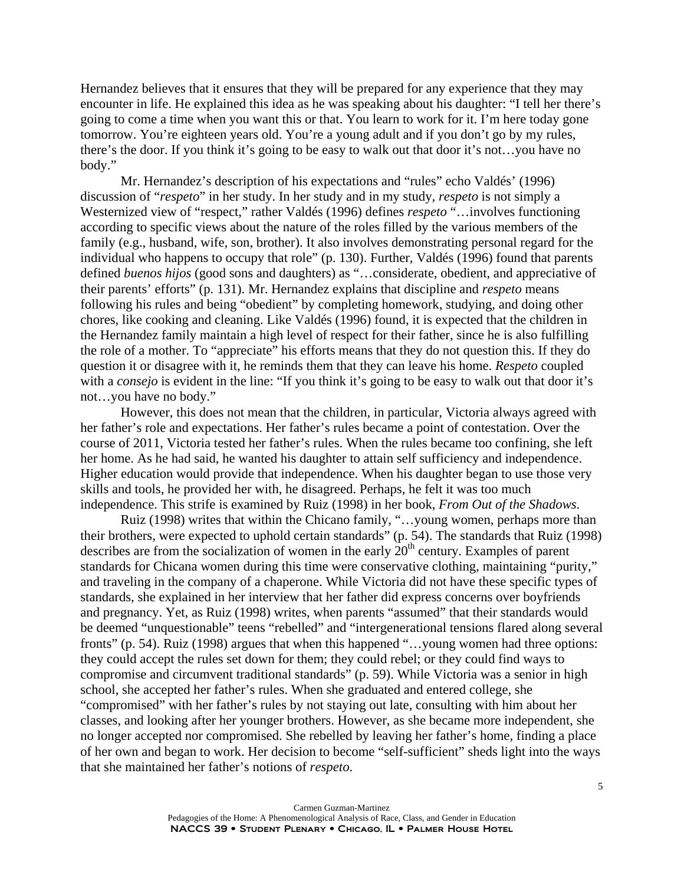Hernandez believes that it ensures that they will be prepared for any experience that they may encounter in life. He explained this idea as he was speaking about his daughter: "I tell her there's going to come a time when you want this or that. You learn to work for it. I'm here today gone tomorrow. You're eighteen years old. You're a young adult and if you don't go by my rules, there's the door. If you think it's going to be easy to walk out that door it's not…you have no body."

Mr. Hernandez's description of his expectations and "rules" echo Valdés' (1996) discussion of "*respeto*" in her study. In her study and in my study, *respeto* is not simply a Westernized view of "respect," rather Valdés (1996) defines *respeto* "…involves functioning according to specific views about the nature of the roles filled by the various members of the family (e.g., husband, wife, son, brother). It also involves demonstrating personal regard for the individual who happens to occupy that role" (p. 130). Further, Valdés (1996) found that parents defined *buenos hijos* (good sons and daughters) as "…considerate, obedient, and appreciative of their parents' efforts" (p. 131). Mr. Hernandez explains that discipline and *respeto* means following his rules and being "obedient" by completing homework, studying, and doing other chores, like cooking and cleaning. Like Valdés (1996) found, it is expected that the children in the Hernandez family maintain a high level of respect for their father, since he is also fulfilling the role of a mother. To "appreciate" his efforts means that they do not question this. If they do question it or disagree with it, he reminds them that they can leave his home. *Respeto* coupled with a *consejo* is evident in the line: "If you think it's going to be easy to walk out that door it's not…you have no body."

However, this does not mean that the children, in particular, Victoria always agreed with her father's role and expectations. Her father's rules became a point of contestation. Over the course of 2011, Victoria tested her father's rules. When the rules became too confining, she left her home. As he had said, he wanted his daughter to attain self sufficiency and independence. Higher education would provide that independence. When his daughter began to use those very skills and tools, he provided her with, he disagreed. Perhaps, he felt it was too much independence. This strife is examined by Ruiz (1998) in her book, *From Out of the Shadows*.

Ruiz (1998) writes that within the Chicano family, "…young women, perhaps more than their brothers, were expected to uphold certain standards" (p. 54). The standards that Ruiz (1998) describes are from the socialization of women in the early 20th century. Examples of parent standards for Chicana women during this time were conservative clothing, maintaining "purity," and traveling in the company of a chaperone. While Victoria did not have these specific types of standards, she explained in her interview that her father did express concerns over boyfriends and pregnancy. Yet, as Ruiz (1998) writes, when parents "assumed" that their standards would be deemed "unquestionable" teens "rebelled" and "intergenerational tensions flared along several fronts" (p. 54). Ruiz (1998) argues that when this happened "…young women had three options: they could accept the rules set down for them; they could rebel; or they could find ways to compromise and circumvent traditional standards" (p. 59). While Victoria was a senior in high school, she accepted her father's rules. When she graduated and entered college, she "compromised" with her father's rules by not staying out late, consulting with him about her classes, and looking after her younger brothers. However, as she became more independent, she no longer accepted nor compromised. She rebelled by leaving her father's home, finding a place of her own and began to work. Her decision to become "self-sufficient" sheds light into the ways that she maintained her father's notions of *respeto*.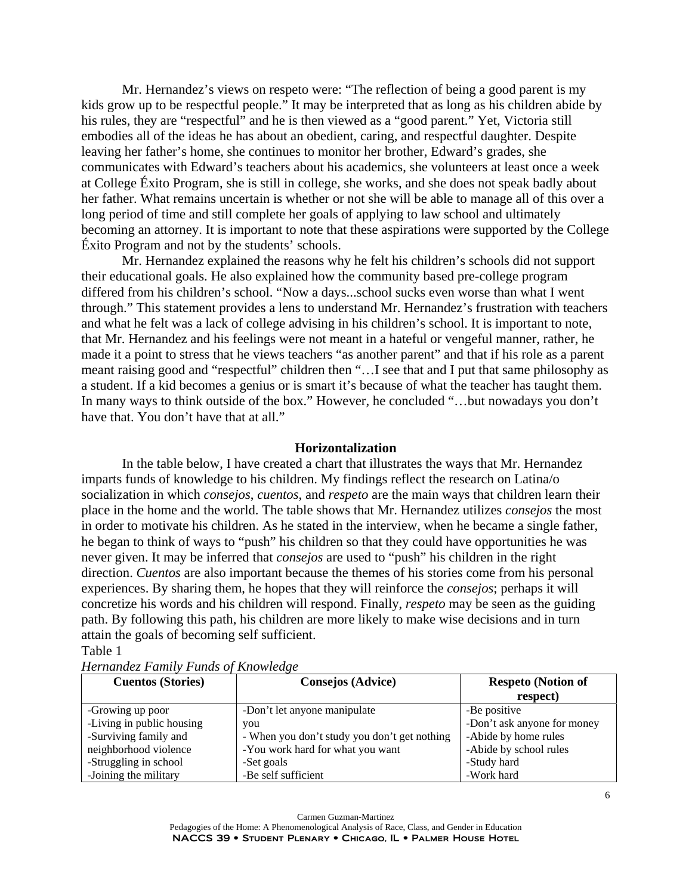Mr. Hernandez's views on respeto were: "The reflection of being a good parent is my kids grow up to be respectful people." It may be interpreted that as long as his children abide by his rules, they are "respectful" and he is then viewed as a "good parent." Yet, Victoria still embodies all of the ideas he has about an obedient, caring, and respectful daughter. Despite leaving her father's home, she continues to monitor her brother, Edward's grades, she communicates with Edward's teachers about his academics, she volunteers at least once a week at College Éxito Program, she is still in college, she works, and she does not speak badly about her father. What remains uncertain is whether or not she will be able to manage all of this over a long period of time and still complete her goals of applying to law school and ultimately becoming an attorney. It is important to note that these aspirations were supported by the College Éxito Program and not by the students' schools.

Mr. Hernandez explained the reasons why he felt his children's schools did not support their educational goals. He also explained how the community based pre-college program differed from his children's school. "Now a days...school sucks even worse than what I went through." This statement provides a lens to understand Mr. Hernandez's frustration with teachers and what he felt was a lack of college advising in his children's school. It is important to note, that Mr. Hernandez and his feelings were not meant in a hateful or vengeful manner, rather, he made it a point to stress that he views teachers "as another parent" and that if his role as a parent meant raising good and "respectful" children then "…I see that and I put that same philosophy as a student. If a kid becomes a genius or is smart it's because of what the teacher has taught them. In many ways to think outside of the box." However, he concluded "…but nowadays you don't have that. You don't have that at all."

## Horizontalization

In the table below, I have created a chart that illustrates the ways that Mr. Hernandez imparts funds of knowledge to his children. My findings reflect the research on Latina/o socialization in which *consejos*, *cuentos*, and *respeto* are the main ways that children learn their place in the home and the world. The table shows that Mr. Hernandez utilizes *consejos* the most in order to motivate his children. As he stated in the interview, when he became a single father, he began to think of ways to "push" his children so that they could have opportunities he was never given. It may be inferred that *consejos* are used to "push" his children in the right direction. *Cuentos* are also important because the themes of his stories come from his personal experiences. By sharing them, he hopes that they will reinforce the *consejos*; perhaps it will concretize his words and his children will respond. Finally, *respeto* may be seen as the guiding path. By following this path, his children are more likely to make wise decisions and in turn attain the goals of becoming self sufficient.

Table 1

*Hernandez Family Funds of Knowledge*

| Cuentos (Stories) | Consejos (Advice) | Respeto (Notion of respect) |
|---|---|---|
| -Growing up poor<br>-Living in public housing<br>-Surviving family and neighborhood violence<br>-Struggling in school<br>-Joining the military | -Don't let anyone manipulate you<br>- When you don't study you don't get nothing<br>-You work hard for what you want<br>-Set goals<br>-Be self sufficient | -Be positive<br>-Don't ask anyone for money<br>-Abide by home rules<br>-Abide by school rules<br>-Study hard<br>-Work hard |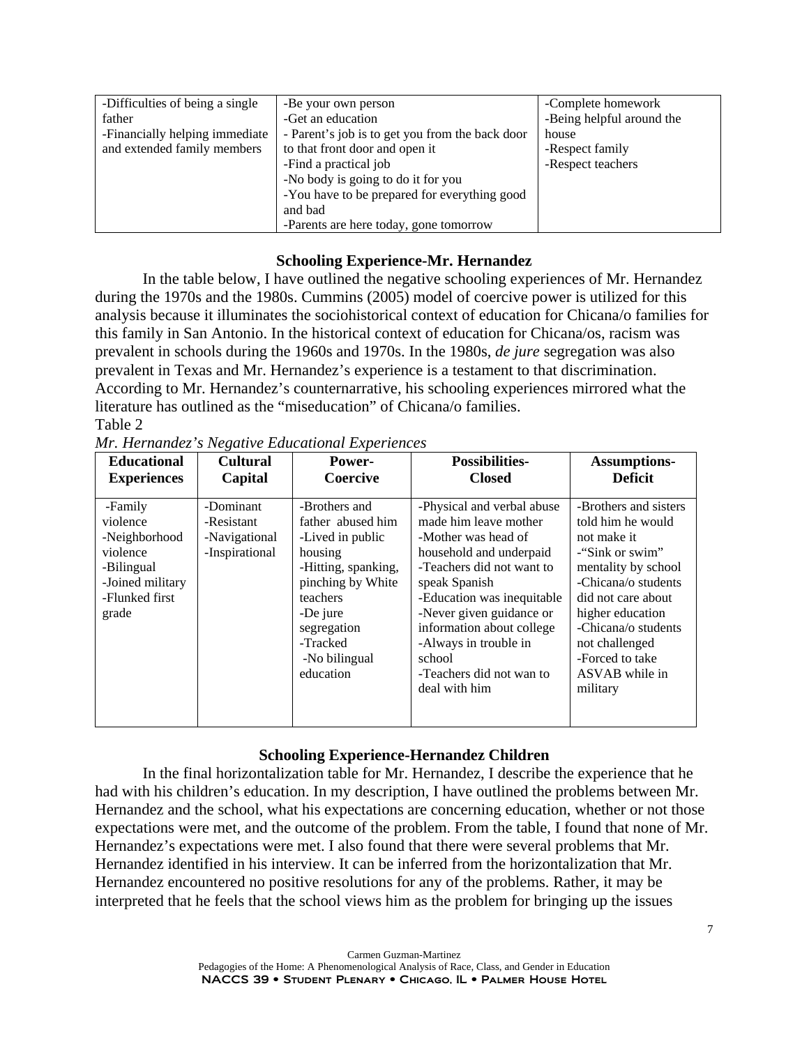| -Difficulties of being a single father<br>-Financially helping immediate and extended family members | -Be your own person<br>-Get an education<br>- Parent's job is to get you from the back door to that front door and open it<br>-Find a practical job<br>-No body is going to do it for you<br>-You have to be prepared for everything good and bad<br>-Parents are here today, gone tomorrow | -Complete homework<br>-Being helpful around the house<br>-Respect family<br>-Respect teachers |
|---|---|---|

### Schooling Experience-Mr. Hernandez

In the table below, I have outlined the negative schooling experiences of Mr. Hernandez during the 1970s and the 1980s. Cummins (2005) model of coercive power is utilized for this analysis because it illuminates the sociohistorical context of education for Chicana/o families for this family in San Antonio. In the historical context of education for Chicana/os, racism was prevalent in schools during the 1960s and 1970s. In the 1980s, *de jure* segregation was also prevalent in Texas and Mr. Hernandez's experience is a testament to that discrimination. According to Mr. Hernandez's counternarrative, his schooling experiences mirrored what the literature has outlined as the "miseducation" of Chicana/o families.

Table 2

*Mr. Hernandez's Negative Educational Experiences*

| Educational Experiences | Cultural Capital | Power-Coercive | Possibilities-Closed | Assumptions-Deficit |
|---|---|---|---|---|
| -Family violence<br>-Neighborhood violence<br>-Bilingual<br>-Joined military<br>-Flunked first grade | -Dominant<br>-Resistant<br>-Navigational<br>-Inspirational | -Brothers and father abused him<br>-Lived in public housing<br>-Hitting, spanking, pinching by White teachers<br>-De jure segregation<br>-Tracked<br>-No bilingual education | -Physical and verbal abuse made him leave mother<br>-Mother was head of household and underpaid<br>-Teachers did not want to speak Spanish<br>-Education was inequitable<br>-Never given guidance or information about college<br>-Always in trouble in school<br>-Teachers did not wan to deal with him | -Brothers and sisters told him he would not make it<br>-"Sink or swim" mentality by school<br>-Chicana/o students did not care about higher education<br>-Chicana/o students not challenged<br>-Forced to take ASVAB while in military |

### Schooling Experience-Hernandez Children

In the final horizontalization table for Mr. Hernandez, I describe the experience that he had with his children's education. In my description, I have outlined the problems between Mr. Hernandez and the school, what his expectations are concerning education, whether or not those expectations were met, and the outcome of the problem. From the table, I found that none of Mr. Hernandez's expectations were met. I also found that there were several problems that Mr. Hernandez identified in his interview. It can be inferred from the horizontalization that Mr. Hernandez encountered no positive resolutions for any of the problems. Rather, it may be interpreted that he feels that the school views him as the problem for bringing up the issues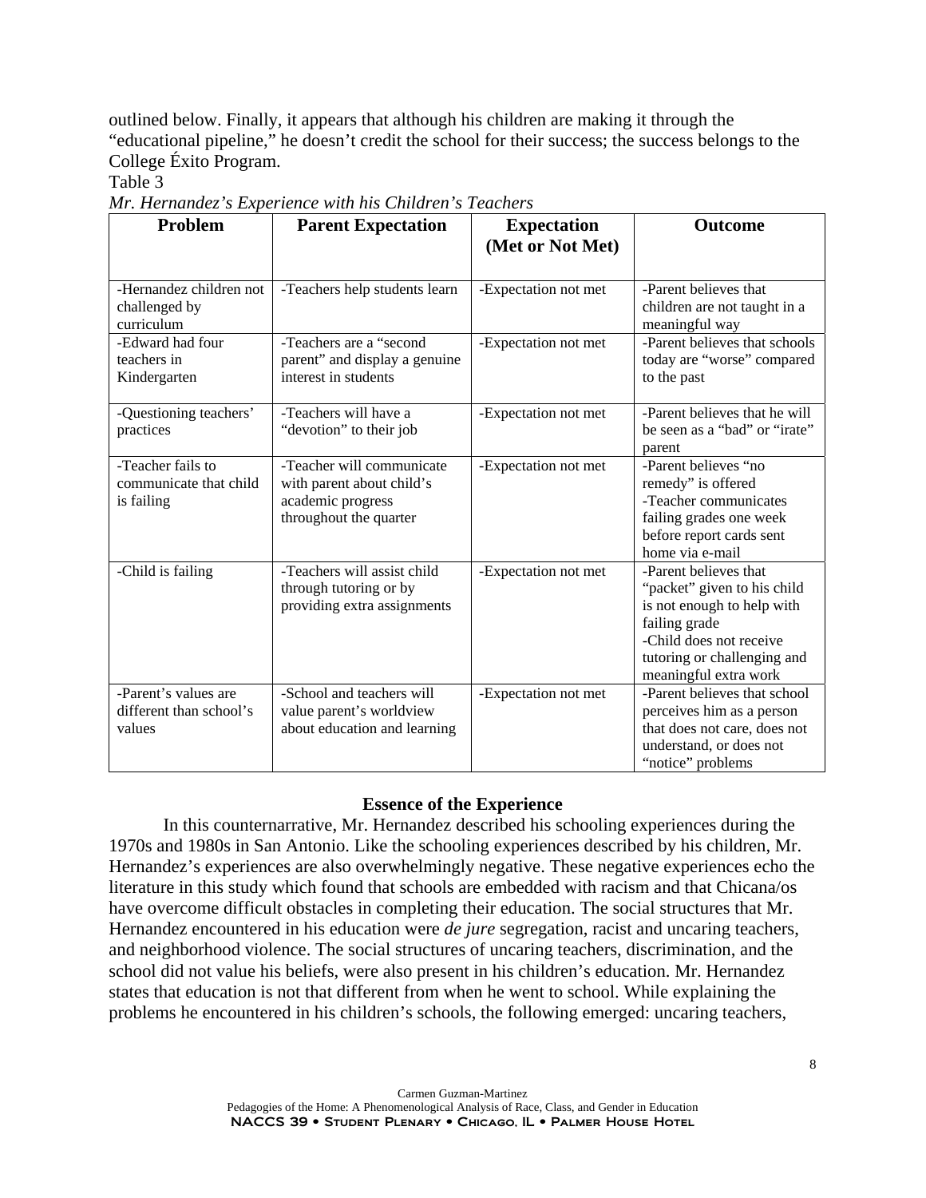outlined below. Finally, it appears that although his children are making it through the "educational pipeline," he doesn't credit the school for their success; the success belongs to the College Éxito Program.

Table 3

*Mr. Hernandez's Experience with his Children's Teachers*

| Problem | Parent Expectation | Expectation (Met or Not Met) | Outcome |
|---|---|---|---|
| -Hernandez children not challenged by curriculum | -Teachers help students learn | -Expectation not met | -Parent believes that children are not taught in a meaningful way |
| -Edward had four teachers in Kindergarten | -Teachers are a "second parent" and display a genuine interest in students | -Expectation not met | -Parent believes that schools today are "worse" compared to the past |
| -Questioning teachers' practices | -Teachers will have a "devotion" to their job | -Expectation not met | -Parent believes that he will be seen as a "bad" or "irate" parent |
| -Teacher fails to communicate that child is failing | -Teacher will communicate with parent about child's academic progress throughout the quarter | -Expectation not met | -Parent believes "no remedy" is offered<br>-Teacher communicates failing grades one week before report cards sent home via e-mail |
| -Child is failing | -Teachers will assist child through tutoring or by providing extra assignments | -Expectation not met | -Parent believes that "packet" given to his child is not enough to help with failing grade<br>-Child does not receive tutoring or challenging and meaningful extra work |
| -Parent's values are different than school's values | -School and teachers will value parent's worldview about education and learning | -Expectation not met | -Parent believes that school perceives him as a person that does not care, does not understand, or does not "notice" problems |

## Essence of the Experience

In this counternarrative, Mr. Hernandez described his schooling experiences during the 1970s and 1980s in San Antonio. Like the schooling experiences described by his children, Mr. Hernandez's experiences are also overwhelmingly negative. These negative experiences echo the literature in this study which found that schools are embedded with racism and that Chicana/os have overcome difficult obstacles in completing their education. The social structures that Mr. Hernandez encountered in his education were *de jure* segregation, racist and uncaring teachers, and neighborhood violence. The social structures of uncaring teachers, discrimination, and the school did not value his beliefs, were also present in his children's education. Mr. Hernandez states that education is not that different from when he went to school. While explaining the problems he encountered in his children's schools, the following emerged: uncaring teachers,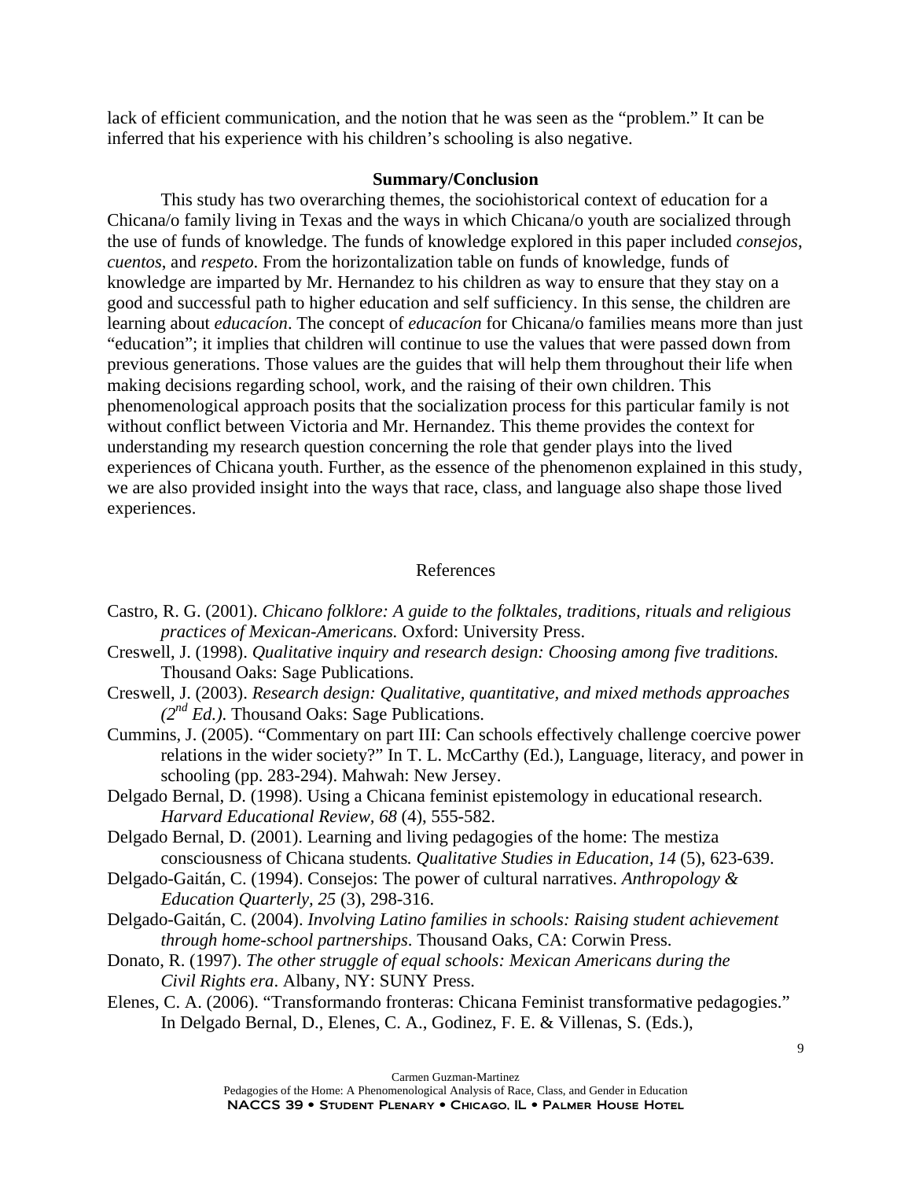lack of efficient communication, and the notion that he was seen as the "problem." It can be inferred that his experience with his children's schooling is also negative.

**Summary/Conclusion**

This study has two overarching themes, the sociohistorical context of education for a Chicana/o family living in Texas and the ways in which Chicana/o youth are socialized through the use of funds of knowledge. The funds of knowledge explored in this paper included *consejos*, *cuentos*, and *respeto*. From the horizontalization table on funds of knowledge, funds of knowledge are imparted by Mr. Hernandez to his children as way to ensure that they stay on a good and successful path to higher education and self sufficiency. In this sense, the children are learning about *educacíon*. The concept of *educacíon* for Chicana/o families means more than just "education"; it implies that children will continue to use the values that were passed down from previous generations. Those values are the guides that will help them throughout their life when making decisions regarding school, work, and the raising of their own children. This phenomenological approach posits that the socialization process for this particular family is not without conflict between Victoria and Mr. Hernandez. This theme provides the context for understanding my research question concerning the role that gender plays into the lived experiences of Chicana youth. Further, as the essence of the phenomenon explained in this study, we are also provided insight into the ways that race, class, and language also shape those lived experiences.

References

Castro, R. G. (2001). *Chicano folklore: A guide to the folktales, traditions, rituals and religious practices of Mexican-Americans.* Oxford: University Press.

Creswell, J. (1998). *Qualitative inquiry and research design: Choosing among five traditions.* Thousand Oaks: Sage Publications.

Creswell, J. (2003). *Research design: Qualitative, quantitative, and mixed methods approaches (2nd Ed.).* Thousand Oaks: Sage Publications.

Cummins, J. (2005). "Commentary on part III: Can schools effectively challenge coercive power relations in the wider society?" In T. L. McCarthy (Ed.), Language, literacy, and power in schooling (pp. 283-294). Mahwah: New Jersey.

Delgado Bernal, D. (1998). Using a Chicana feminist epistemology in educational research. *Harvard Educational Review, 68* (4), 555-582.

Delgado Bernal, D. (2001). Learning and living pedagogies of the home: The mestiza consciousness of Chicana students*. Qualitative Studies in Education, 14* (5), 623-639.

Delgado-Gaitán, C. (1994). Consejos: The power of cultural narratives. *Anthropology & Education Quarterly, 25* (3), 298-316.

Delgado-Gaitán, C. (2004). *Involving Latino families in schools: Raising student achievement through home-school partnerships*. Thousand Oaks, CA: Corwin Press.

Donato, R. (1997). *The other struggle of equal schools: Mexican Americans during the Civil Rights era*. Albany, NY: SUNY Press.

Elenes, C. A. (2006). "Transformando fronteras: Chicana Feminist transformative pedagogies." In Delgado Bernal, D., Elenes, C. A., Godinez, F. E. & Villenas, S. (Eds.),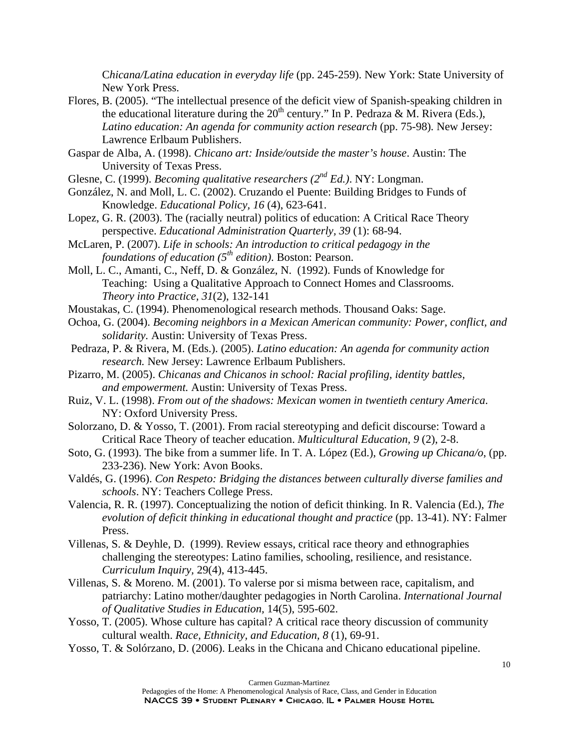C*hicana/Latina education in everyday life* (pp. 245-259). New York: State University of New York Press.

Flores, B. (2005). "The intellectual presence of the deficit view of Spanish-speaking children in the educational literature during the 20th century." In P. Pedraza & M. Rivera (Eds.), *Latino education: An agenda for community action research* (pp. 75-98). New Jersey: Lawrence Erlbaum Publishers.

Gaspar de Alba, A. (1998). *Chicano art: Inside/outside the master's house*. Austin: The University of Texas Press.

Glesne, C. (1999). *Becoming qualitative researchers (2nd Ed.)*. NY: Longman.

González, N. and Moll, L. C. (2002). Cruzando el Puente: Building Bridges to Funds of Knowledge. *Educational Policy, 16* (4), 623-641.

Lopez, G. R. (2003). The (racially neutral) politics of education: A Critical Race Theory perspective. *Educational Administration Quarterly, 39* (1): 68-94.

McLaren, P. (2007). *Life in schools: An introduction to critical pedagogy in the foundations of education (5th edition)*. Boston: Pearson.

Moll, L. C., Amanti, C., Neff, D. & González, N. (1992). Funds of Knowledge for Teaching: Using a Qualitative Approach to Connect Homes and Classrooms. *Theory into Practice, 31*(2), 132-141

Moustakas, C. (1994). Phenomenological research methods. Thousand Oaks: Sage.

Ochoa, G. (2004). *Becoming neighbors in a Mexican American community: Power, conflict, and solidarity.* Austin: University of Texas Press.

Pedraza, P. & Rivera, M. (Eds.). (2005). *Latino education: An agenda for community action research.* New Jersey: Lawrence Erlbaum Publishers.

Pizarro, M. (2005). *Chicanas and Chicanos in school: Racial profiling, identity battles, and empowerment.* Austin: University of Texas Press.

Ruiz, V. L. (1998). *From out of the shadows: Mexican women in twentieth century America*. NY: Oxford University Press.

Solorzano, D. & Yosso, T. (2001). From racial stereotyping and deficit discourse: Toward a Critical Race Theory of teacher education. *Multicultural Education, 9* (2), 2-8.

Soto, G. (1993). The bike from a summer life. In T. A. López (Ed.), *Growing up Chicana/o*, (pp. 233-236). New York: Avon Books.

Valdés, G. (1996). *Con Respeto: Bridging the distances between culturally diverse families and schools*. NY: Teachers College Press.

Valencia, R. R. (1997). Conceptualizing the notion of deficit thinking. In R. Valencia (Ed.), *The evolution of deficit thinking in educational thought and practice* (pp. 13-41). NY: Falmer Press.

Villenas, S. & Deyhle, D. (1999). Review essays, critical race theory and ethnographies challenging the stereotypes: Latino families, schooling, resilience, and resistance. *Curriculum Inquiry,* 29(4), 413-445.

Villenas, S. & Moreno. M. (2001). To valerse por si misma between race, capitalism, and patriarchy: Latino mother/daughter pedagogies in North Carolina. *International Journal of Qualitative Studies in Education,* 14(5), 595-602.

Yosso, T. (2005). Whose culture has capital? A critical race theory discussion of community cultural wealth. *Race, Ethnicity, and Education, 8* (1), 69-91.

Yosso, T. & Solórzano, D. (2006). Leaks in the Chicana and Chicano educational pipeline.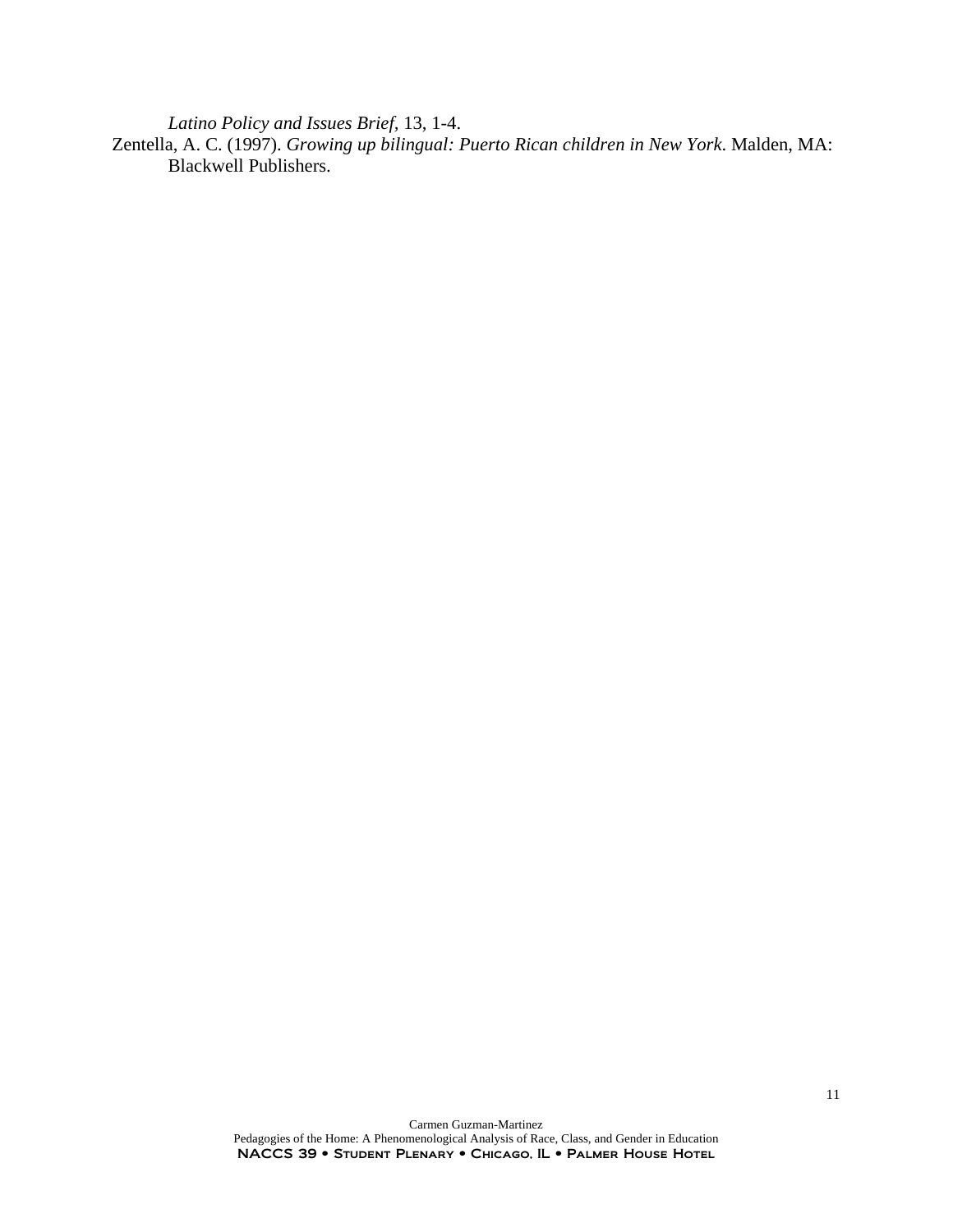*Latino Policy and Issues Brief,* 13, 1-4.

Zentella, A. C. (1997). *Growing up bilingual: Puerto Rican children in New York*. Malden, MA: Blackwell Publishers.